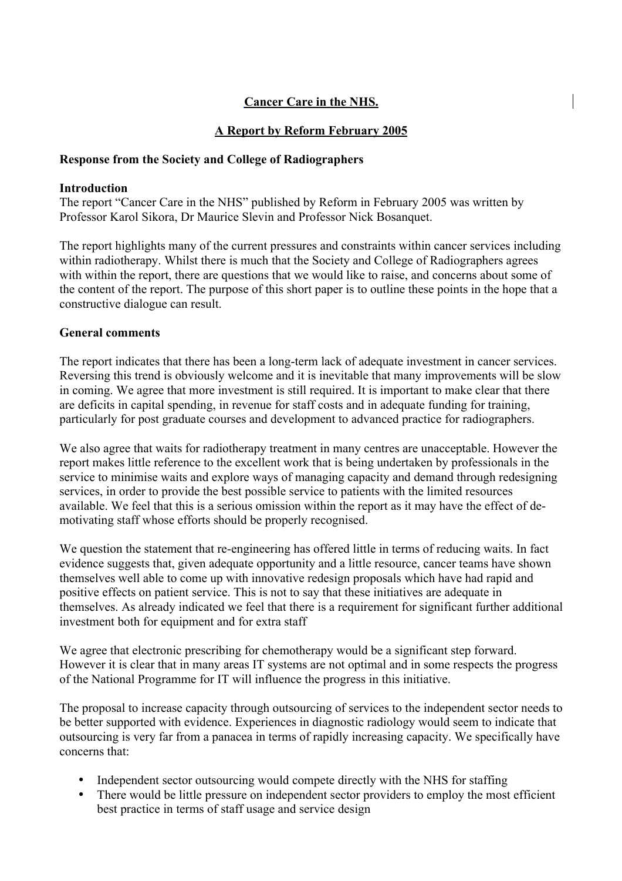**Cancer Care in the NHS.**

**A Report by Reform February 2005**

**Response from the Society and College of Radiographers**

**Introduction**

The report "Cancer Care in the NHS" published by Reform in February 2005 was written by Professor Karol Sikora, Dr Maurice Slevin and Professor Nick Bosanquet.

The report highlights many of the current pressures and constraints within cancer services including within radiotherapy. Whilst there is much that the Society and College of Radiographers agrees with within the report, there are questions that we would like to raise, and concerns about some of the content of the report. The purpose of this short paper is to outline these points in the hope that a constructive dialogue can result.

**General comments**

The report indicates that there has been a long-term lack of adequate investment in cancer services. Reversing this trend is obviously welcome and it is inevitable that many improvements will be slow in coming. We agree that more investment is still required. It is important to make clear that there are deficits in capital spending, in revenue for staff costs and in adequate funding for training, particularly for post graduate courses and development to advanced practice for radiographers.

We also agree that waits for radiotherapy treatment in many centres are unacceptable. However the report makes little reference to the excellent work that is being undertaken by professionals in the service to minimise waits and explore ways of managing capacity and demand through redesigning services, in order to provide the best possible service to patients with the limited resources available. We feel that this is a serious omission within the report as it may have the effect of de-motivating staff whose efforts should be properly recognised.

We question the statement that re-engineering has offered little in terms of reducing waits. In fact evidence suggests that, given adequate opportunity and a little resource, cancer teams have shown themselves well able to come up with innovative redesign proposals which have had rapid and positive effects on patient service. This is not to say that these initiatives are adequate in themselves. As already indicated we feel that there is a requirement for significant further additional investment both for equipment and for extra staff

We agree that electronic prescribing for chemotherapy would be a significant step forward. However it is clear that in many areas IT systems are not optimal and in some respects the progress of the National Programme for IT will influence the progress in this initiative.

The proposal to increase capacity through outsourcing of services to the independent sector needs to be better supported with evidence. Experiences in diagnostic radiology would seem to indicate that outsourcing is very far from a panacea in terms of rapidly increasing capacity. We specifically have concerns that:

- Independent sector outsourcing would compete directly with the NHS for staffing
- There would be little pressure on independent sector providers to employ the most efficient best practice in terms of staff usage and service design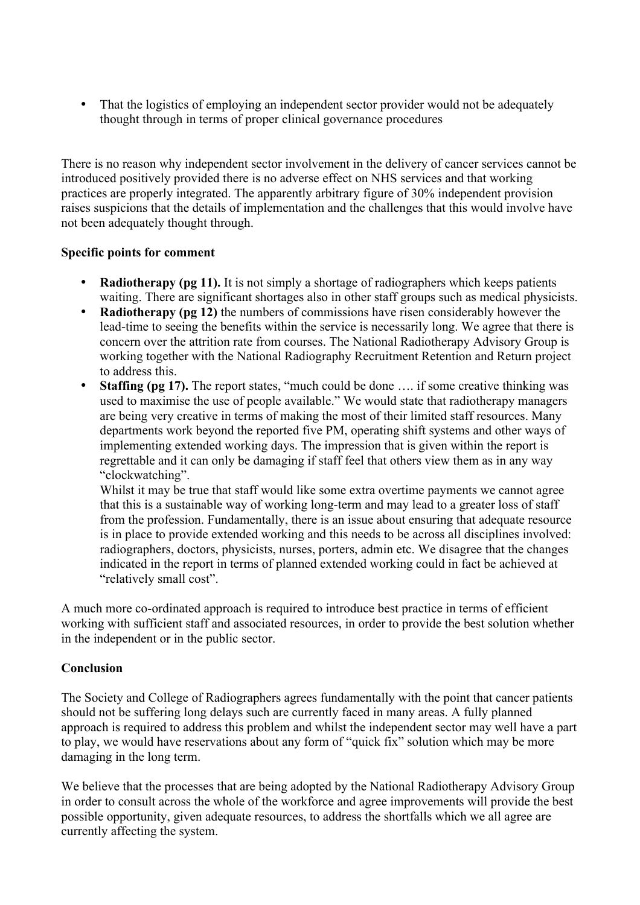- That the logistics of employing an independent sector provider would not be adequately thought through in terms of proper clinical governance procedures

There is no reason why independent sector involvement in the delivery of cancer services cannot be introduced positively provided there is no adverse effect on NHS services and that working practices are properly integrated. The apparently arbitrary figure of 30% independent provision raises suspicions that the details of implementation and the challenges that this would involve have not been adequately thought through.

**Specific points for comment**

- **Radiotherapy (pg 11).** It is not simply a shortage of radiographers which keeps patients waiting. There are significant shortages also in other staff groups such as medical physicists.
- **Radiotherapy (pg 12)** the numbers of commissions have risen considerably however the lead-time to seeing the benefits within the service is necessarily long. We agree that there is concern over the attrition rate from courses. The National Radiotherapy Advisory Group is working together with the National Radiography Recruitment Retention and Return project to address this.
- **Staffing (pg 17).** The report states, "much could be done …. if some creative thinking was used to maximise the use of people available." We would state that radiotherapy managers are being very creative in terms of making the most of their limited staff resources. Many departments work beyond the reported five PM, operating shift systems and other ways of implementing extended working days. The impression that is given within the report is regrettable and it can only be damaging if staff feel that others view them as in any way "clockwatching".

  Whilst it may be true that staff would like some extra overtime payments we cannot agree that this is a sustainable way of working long-term and may lead to a greater loss of staff from the profession. Fundamentally, there is an issue about ensuring that adequate resource is in place to provide extended working and this needs to be across all disciplines involved: radiographers, doctors, physicists, nurses, porters, admin etc. We disagree that the changes indicated in the report in terms of planned extended working could in fact be achieved at "relatively small cost".

A much more co-ordinated approach is required to introduce best practice in terms of efficient working with sufficient staff and associated resources, in order to provide the best solution whether in the independent or in the public sector.

**Conclusion**

The Society and College of Radiographers agrees fundamentally with the point that cancer patients should not be suffering long delays such are currently faced in many areas. A fully planned approach is required to address this problem and whilst the independent sector may well have a part to play, we would have reservations about any form of "quick fix" solution which may be more damaging in the long term.

We believe that the processes that are being adopted by the National Radiotherapy Advisory Group in order to consult across the whole of the workforce and agree improvements will provide the best possible opportunity, given adequate resources, to address the shortfalls which we all agree are currently affecting the system.